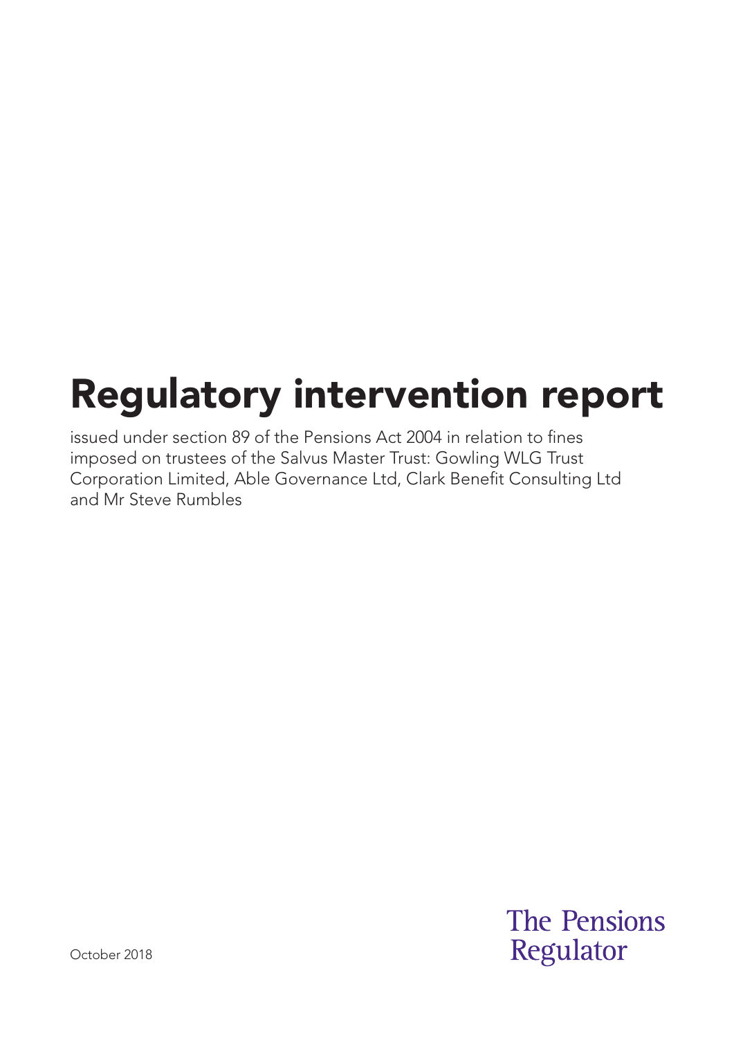# Regulatory intervention report

issued under section 89 of the Pensions Act 2004 in relation to fines imposed on trustees of the Salvus Master Trust: Gowling WLG Trust Corporation Limited, Able Governance Ltd, Clark Benefit Consulting Ltd and Mr Steve Rumbles

October 2018

The Pensions Regulator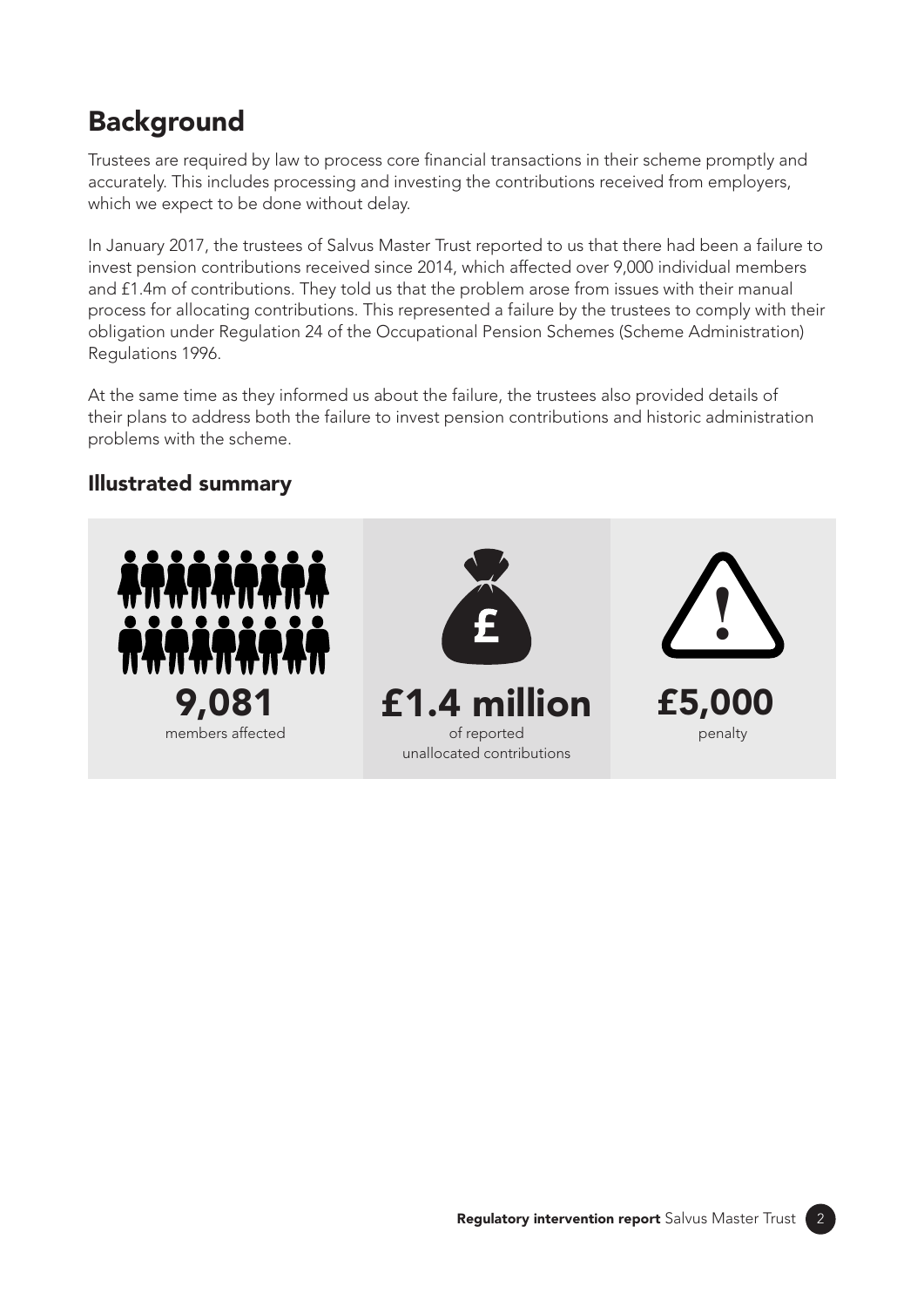## Background

Trustees are required by law to process core financial transactions in their scheme promptly and accurately. This includes processing and investing the contributions received from employers, which we expect to be done without delay.

In January 2017, the trustees of Salvus Master Trust reported to us that there had been a failure to invest pension contributions received since 2014, which affected over 9,000 individual members and £1.4m of contributions. They told us that the problem arose from issues with their manual process for allocating contributions. This represented a failure by the trustees to comply with their obligation under Regulation 24 of the Occupational Pension Schemes (Scheme Administration) Regulations 1996.

At the same time as they informed us about the failure, the trustees also provided details of their plans to address both the failure to invest pension contributions and historic administration problems with the scheme.

### Illustrated summary

**9,081**
members affected

**£1.4 million**
of reported unallocated contributions

**£5,000**
penalty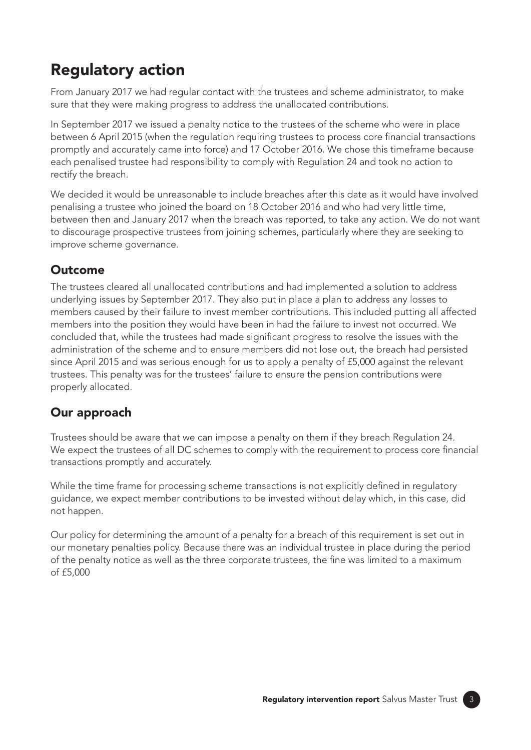## Regulatory action

From January 2017 we had regular contact with the trustees and scheme administrator, to make sure that they were making progress to address the unallocated contributions.

In September 2017 we issued a penalty notice to the trustees of the scheme who were in place between 6 April 2015 (when the regulation requiring trustees to process core financial transactions promptly and accurately came into force) and 17 October 2016. We chose this timeframe because each penalised trustee had responsibility to comply with Regulation 24 and took no action to rectify the breach.

We decided it would be unreasonable to include breaches after this date as it would have involved penalising a trustee who joined the board on 18 October 2016 and who had very little time, between then and January 2017 when the breach was reported, to take any action. We do not want to discourage prospective trustees from joining schemes, particularly where they are seeking to improve scheme governance.

### Outcome

The trustees cleared all unallocated contributions and had implemented a solution to address underlying issues by September 2017. They also put in place a plan to address any losses to members caused by their failure to invest member contributions. This included putting all affected members into the position they would have been in had the failure to invest not occurred. We concluded that, while the trustees had made significant progress to resolve the issues with the administration of the scheme and to ensure members did not lose out, the breach had persisted since April 2015 and was serious enough for us to apply a penalty of £5,000 against the relevant trustees. This penalty was for the trustees' failure to ensure the pension contributions were properly allocated.

### Our approach

Trustees should be aware that we can impose a penalty on them if they breach Regulation 24. We expect the trustees of all DC schemes to comply with the requirement to process core financial transactions promptly and accurately.

While the time frame for processing scheme transactions is not explicitly defined in regulatory guidance, we expect member contributions to be invested without delay which, in this case, did not happen.

Our policy for determining the amount of a penalty for a breach of this requirement is set out in our monetary penalties policy. Because there was an individual trustee in place during the period of the penalty notice as well as the three corporate trustees, the fine was limited to a maximum of £5,000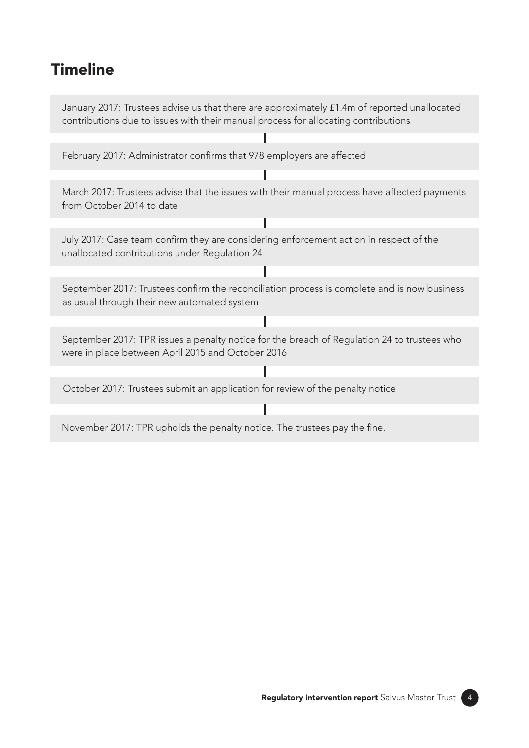## Timeline

January 2017: Trustees advise us that there are approximately £1.4m of reported unallocated contributions due to issues with their manual process for allocating contributions

February 2017: Administrator confirms that 978 employers are affected

March 2017: Trustees advise that the issues with their manual process have affected payments from October 2014 to date

July 2017: Case team confirm they are considering enforcement action in respect of the unallocated contributions under Regulation 24

September 2017: Trustees confirm the reconciliation process is complete and is now business as usual through their new automated system

September 2017: TPR issues a penalty notice for the breach of Regulation 24 to trustees who were in place between April 2015 and October 2016

October 2017: Trustees submit an application for review of the penalty notice

November 2017: TPR upholds the penalty notice. The trustees pay the fine.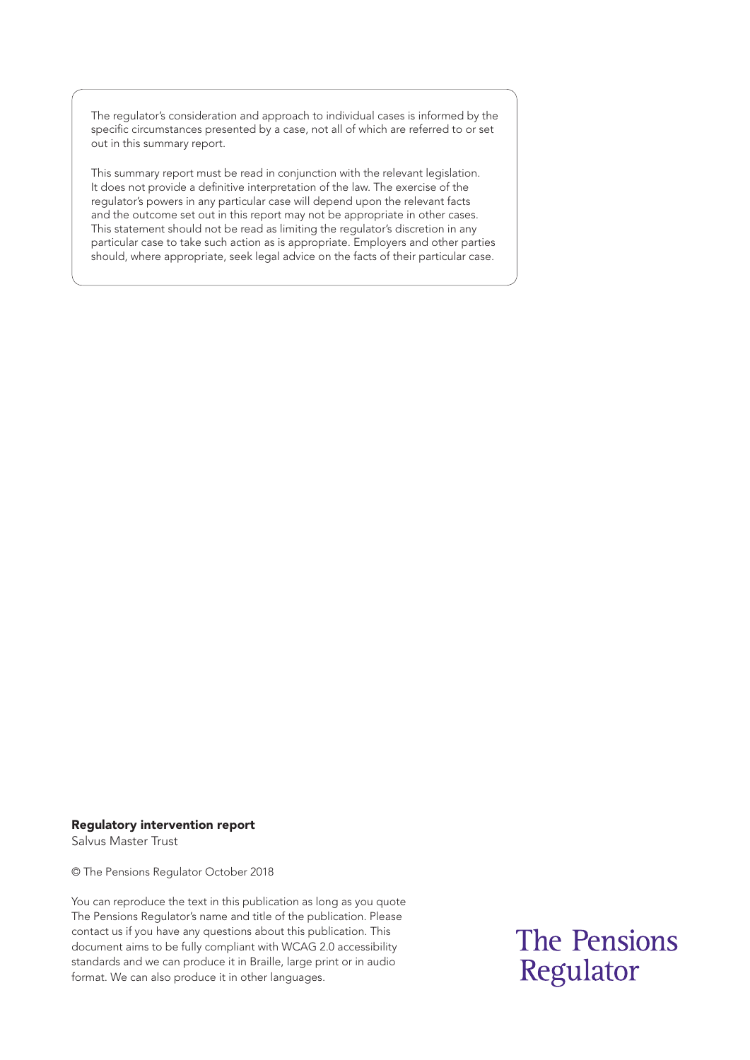The regulator's consideration and approach to individual cases is informed by the specific circumstances presented by a case, not all of which are referred to or set out in this summary report.

This summary report must be read in conjunction with the relevant legislation. It does not provide a definitive interpretation of the law. The exercise of the regulator's powers in any particular case will depend upon the relevant facts and the outcome set out in this report may not be appropriate in other cases. This statement should not be read as limiting the regulator's discretion in any particular case to take such action as is appropriate. Employers and other parties should, where appropriate, seek legal advice on the facts of their particular case.

**Regulatory intervention report**
Salvus Master Trust

© The Pensions Regulator October 2018

You can reproduce the text in this publication as long as you quote The Pensions Regulator's name and title of the publication. Please contact us if you have any questions about this publication. This document aims to be fully compliant with WCAG 2.0 accessibility standards and we can produce it in Braille, large print or in audio format. We can also produce it in other languages.

The Pensions Regulator